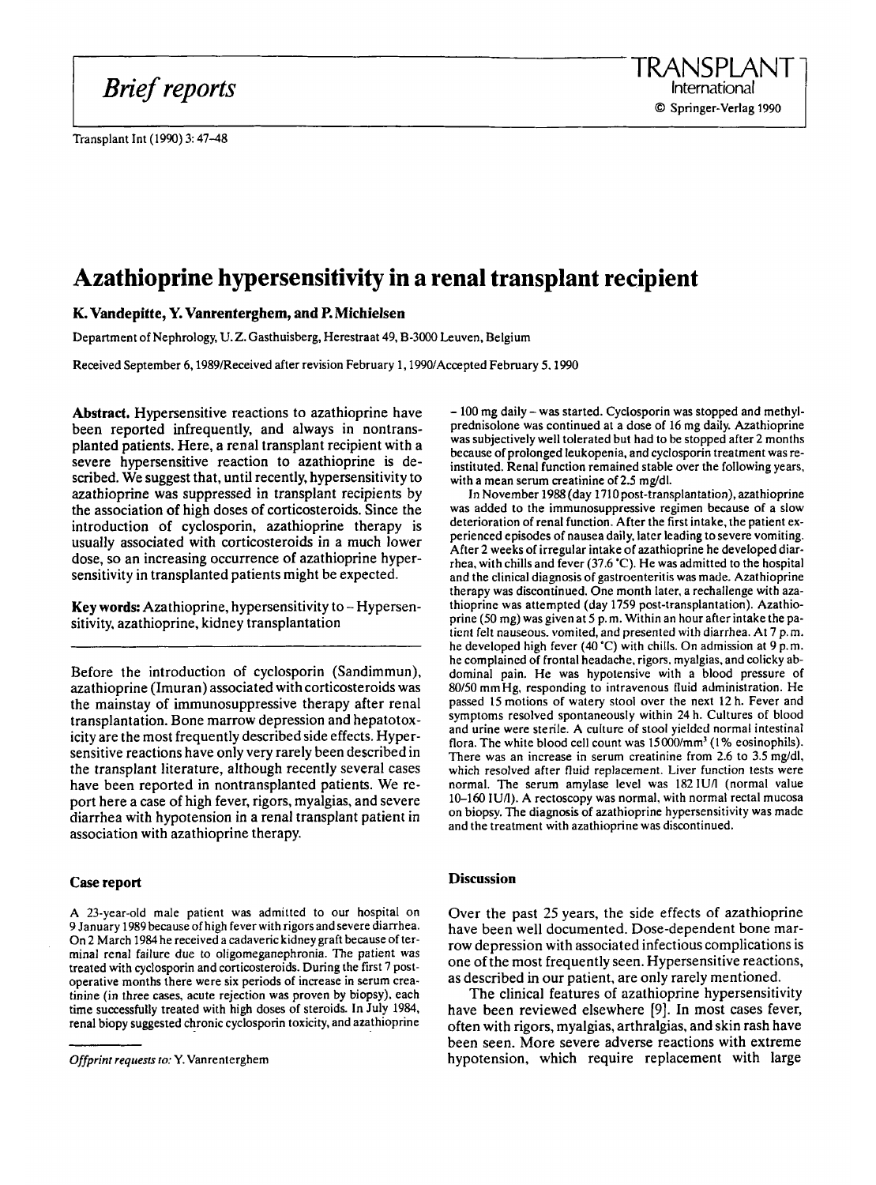*Brief reports*

# Azathioprine hypersensitivity in a renal transplant recipient

**K. Vandepitte, Y. Vanrenterghem, and P. Michielsen**

Department of Nephrology, U. Z. Gasthuisberg, Herestraat 49, B-3000 Leuven, Belgium

Received September 6, 1989/Received after revision February 1, 1990/Accepted February 5, 1990

**Abstract.** Hypersensitive reactions to azathioprine have been reported infrequently, and always in nontransplanted patients. Here, a renal transplant recipient with a severe hypersensitive reaction to azathioprine is described. We suggest that, until recently, hypersensitivity to azathioprine was suppressed in transplant recipients by the association of high doses of corticosteroids. Since the introduction of cyclosporin, azathioprine therapy is usually associated with corticosteroids in a much lower dose, so an increasing occurrence of azathioprine hypersensitivity in transplanted patients might be expected.

**Key words:** Azathioprine, hypersensitivity to – Hypersensitivity, azathioprine, kidney transplantation

Before the introduction of cyclosporin (Sandimmun), azathioprine (Imuran) associated with corticosteroids was the mainstay of immunosuppressive therapy after renal transplantation. Bone marrow depression and hepatotoxicity are the most frequently described side effects. Hypersensitive reactions have only very rarely been described in the transplant literature, although recently several cases have been reported in nontransplanted patients. We report here a case of high fever, rigors, myalgias, and severe diarrhea with hypotension in a renal transplant patient in association with azathioprine therapy.

## Case report

A 23-year-old male patient was admitted to our hospital on 9 January 1989 because of high fever with rigors and severe diarrhea. On 2 March 1984 he received a cadaveric kidney graft because of terminal renal failure due to oligomeganephronia. The patient was treated with cyclosporin and corticosteroids. During the first 7 postoperative months there were six periods of increase in serum creatinine (in three cases, acute rejection was proven by biopsy), each time successfully treated with high doses of steroids. In July 1984, renal biopy suggested chronic cyclosporin toxicity, and azathioprine – 100 mg daily – was started. Cyclosporin was stopped and methylprednisolone was continued at a dose of 16 mg daily. Azathioprine was subjectively well tolerated but had to be stopped after 2 months because of prolonged leukopenia, and cyclosporin treatment was reinstituted. Renal function remained stable over the following years, with a mean serum creatinine of 2.5 mg/dl.

In November 1988 (day 1710 post-transplantation), azathioprine was added to the immunosuppressive regimen because of a slow deterioration of renal function. After the first intake, the patient experienced episodes of nausea daily, later leading to severe vomiting. After 2 weeks of irregular intake of azathioprine he developed diarrhea, with chills and fever (37.6 °C). He was admitted to the hospital and the clinical diagnosis of gastroenteritis was made. Azathioprine therapy was discontinued. One month later, a rechallenge with azathioprine was attempted (day 1759 post-transplantation). Azathioprine (50 mg) was given at 5 p.m. Within an hour after intake the patient felt nauseous, vomited, and presented with diarrhea. At 7 p.m. he developed high fever (40 °C) with chills. On admission at 9 p.m. he complained of frontal headache, rigors, myalgias, and colicky abdominal pain. He was hypotensive with a blood pressure of 80/50 mmHg, responding to intravenous fluid administration. He passed 15 motions of watery stool over the next 12 h. Fever and symptoms resolved spontaneously within 24 h. Cultures of blood and urine were sterile. A culture of stool yielded normal intestinal flora. The white blood cell count was 15000/mm$^3$ (1% eosinophils). There was an increase in serum creatinine from 2.6 to 3.5 mg/dl, which resolved after fluid replacement. Liver function tests were normal. The serum amylase level was 182 IU/l (normal value 10–160 IU/l). A rectoscopy was normal, with normal rectal mucosa on biopsy. The diagnosis of azathioprine hypersensitivity was made and the treatment with azathioprine was discontinued.

## Discussion

Over the past 25 years, the side effects of azathioprine have been well documented. Dose-dependent bone marrow depression with associated infectious complications is one of the most frequently seen. Hypersensitive reactions, as described in our patient, are only rarely mentioned.

The clinical features of azathioprine hypersensitivity have been reviewed elsewhere [9]. In most cases fever, often with rigors, myalgias, arthralgias, and skin rash have been seen. More severe adverse reactions with extreme hypotension, which require replacement with large

*Offprint requests to:* Y. Vanrenterghem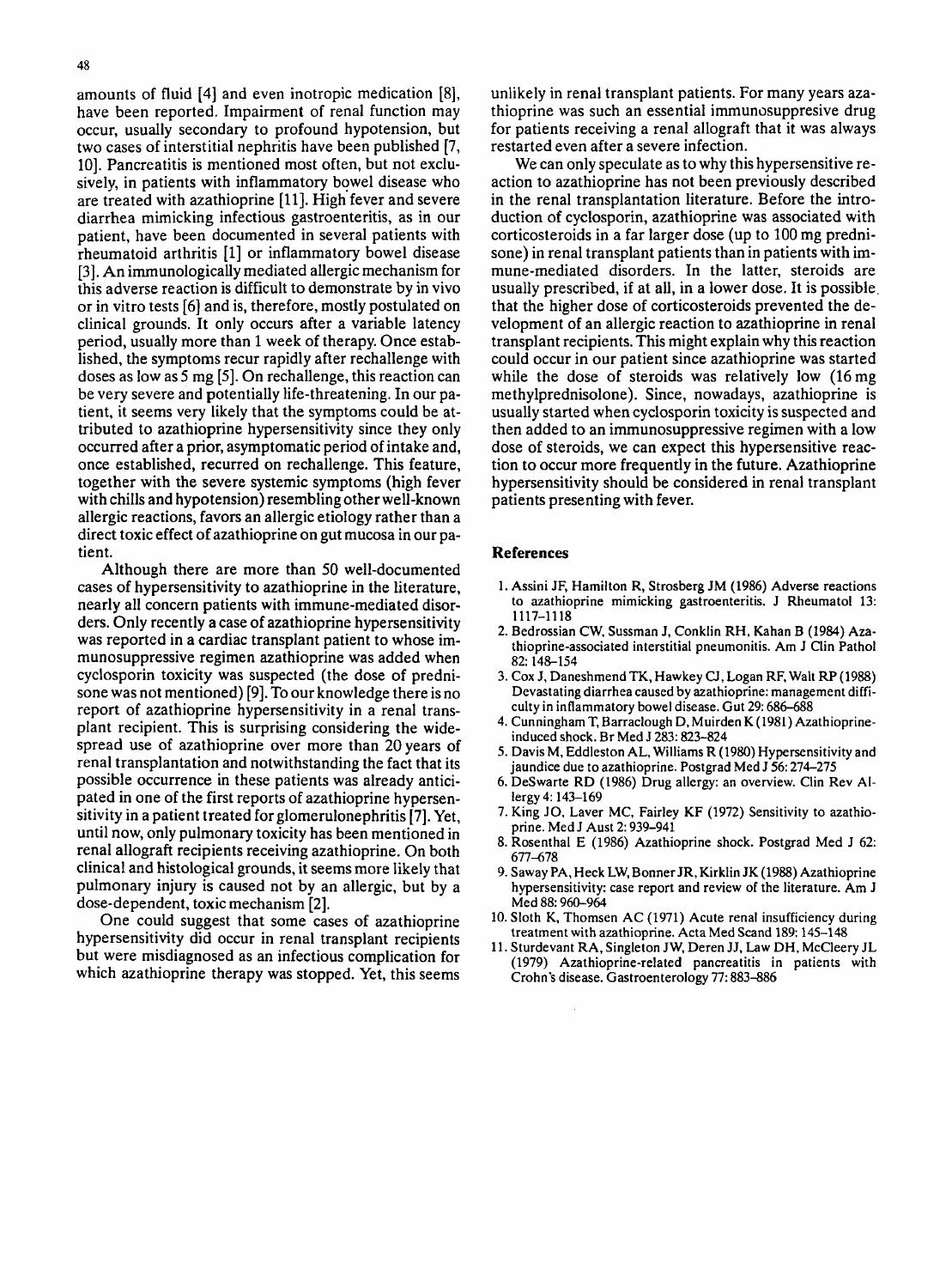amounts of fluid [4] and even inotropic medication [8], have been reported. Impairment of renal function may occur, usually secondary to profound hypotension, but two cases of interstitial nephritis have been published [7, 10]. Pancreatitis is mentioned most often, but not exclusively, in patients with inflammatory bowel disease who are treated with azathioprine [11]. High fever and severe diarrhea mimicking infectious gastroenteritis, as in our patient, have been documented in several patients with rheumatoid arthritis [1] or inflammatory bowel disease [3]. An immunologically mediated allergic mechanism for this adverse reaction is difficult to demonstrate by in vivo or in vitro tests [6] and is, therefore, mostly postulated on clinical grounds. It only occurs after a variable latency period, usually more than 1 week of therapy. Once established, the symptoms recur rapidly after rechallenge with doses as low as 5 mg [5]. On rechallenge, this reaction can be very severe and potentially life-threatening. In our patient, it seems very likely that the symptoms could be attributed to azathioprine hypersensitivity since they only occurred after a prior, asymptomatic period of intake and, once established, recurred on rechallenge. This feature, together with the severe systemic symptoms (high fever with chills and hypotension) resembling other well-known allergic reactions, favors an allergic etiology rather than a direct toxic effect of azathioprine on gut mucosa in our patient.

Although there are more than 50 well-documented cases of hypersensitivity to azathioprine in the literature, nearly all concern patients with immune-mediated disorders. Only recently a case of azathioprine hypersensitivity was reported in a cardiac transplant patient to whose immunosuppressive regimen azathioprine was added when cyclosporin toxicity was suspected (the dose of prednisone was not mentioned) [9]. To our knowledge there is no report of azathioprine hypersensitivity in a renal transplant recipient. This is surprising considering the widespread use of azathioprine over more than 20 years of renal transplantation and notwithstanding the fact that its possible occurrence in these patients was already anticipated in one of the first reports of azathioprine hypersensitivity in a patient treated for glomerulonephritis [7]. Yet, until now, only pulmonary toxicity has been mentioned in renal allograft recipients receiving azathioprine. On both clinical and histological grounds, it seems more likely that pulmonary injury is caused not by an allergic, but by a dose-dependent, toxic mechanism [2].

One could suggest that some cases of azathioprine hypersensitivity did occur in renal transplant recipients but were misdiagnosed as an infectious complication for which azathioprine therapy was stopped. Yet, this seems unlikely in renal transplant patients. For many years azathioprine was such an essential immunosuppresive drug for patients receiving a renal allograft that it was always restarted even after a severe infection.

We can only speculate as to why this hypersensitive reaction to azathioprine has not been previously described in the renal transplantation literature. Before the introduction of cyclosporin, azathioprine was associated with corticosteroids in a far larger dose (up to 100 mg prednisone) in renal transplant patients than in patients with immune-mediated disorders. In the latter, steroids are usually prescribed, if at all, in a lower dose. It is possible that the higher dose of corticosteroids prevented the development of an allergic reaction to azathioprine in renal transplant recipients. This might explain why this reaction could occur in our patient since azathioprine was started while the dose of steroids was relatively low (16 mg methylprednisolone). Since, nowadays, azathioprine is usually started when cyclosporin toxicity is suspected and then added to an immunosuppressive regimen with a low dose of steroids, we can expect this hypersensitive reaction to occur more frequently in the future. Azathioprine hypersensitivity should be considered in renal transplant patients presenting with fever.

## References

1. Assini JF, Hamilton R, Strosberg JM (1986) Adverse reactions to azathioprine mimicking gastroenteritis. J Rheumatol 13: 1117–1118
2. Bedrossian CW, Sussman J, Conklin RH, Kahan B (1984) Azathioprine-associated interstitial pneumonitis. Am J Clin Pathol 82: 148–154
3. Cox J, Daneshmend TK, Hawkey CJ, Logan RF, Walt RP (1988) Devastating diarrhea caused by azathioprine: management difficulty in inflammatory bowel disease. Gut 29: 686–688
4. Cunningham T, Barraclough D, Muirden K (1981) Azathioprine-induced shock. Br Med J 283: 823–824
5. Davis M, Eddleston AL, Williams R (1980) Hypersensitivity and jaundice due to azathioprine. Postgrad Med J 56: 274–275
6. DeSwarte RD (1986) Drug allergy: an overview. Clin Rev Allergy 4: 143–169
7. King JO, Laver MC, Fairley KF (1972) Sensitivity to azathioprine. Med J Aust 2: 939–941
8. Rosenthal E (1986) Azathioprine shock. Postgrad Med J 62: 677–678
9. Saway PA, Heck LW, Bonner JR, Kirklin JK (1988) Azathioprine hypersensitivity: case report and review of the literature. Am J Med 88: 960–964
10. Sloth K, Thomsen AC (1971) Acute renal insufficiency during treatment with azathioprine. Acta Med Scand 189: 145–148
11. Sturdevant RA, Singleton JW, Deren JJ, Law DH, McCleery JL (1979) Azathioprine-related pancreatitis in patients with Crohn's disease. Gastroenterology 77: 883–886